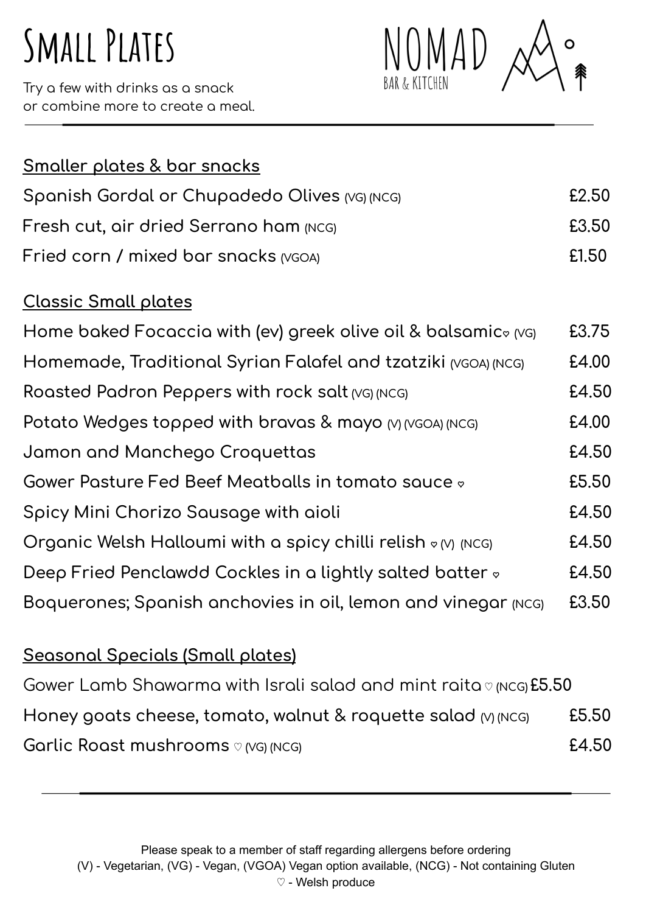# Small Plates

Try a few with drinks as a snack
or combine more to create a meal.

NOMAD
BAR & KITCHEN

## Smaller plates & bar snacks

| Item | Price |
|---|---|
| Spanish Gordal or Chupadedo Olives (VG) (NCG) | £2.50 |
| Fresh cut, air dried Serrano ham (NCG) | £3.50 |
| Fried corn / mixed bar snacks (VGOA) | £1.50 |

## Classic Small plates

| Item | Price |
|---|---|
| Home baked Focaccia with (ev) greek olive oil & balsamic ♡ (VG) | £3.75 |
| Homemade, Traditional Syrian Falafel and tzatziki (VGOA) (NCG) | £4.00 |
| Roasted Padron Peppers with rock salt (VG) (NCG) | £4.50 |
| Potato Wedges topped with bravas & mayo (V) (VGOA) (NCG) | £4.00 |
| Jamon and Manchego Croquettas | £4.50 |
| Gower Pasture Fed Beef Meatballs in tomato sauce ♡ | £5.50 |
| Spicy Mini Chorizo Sausage with aioli | £4.50 |
| Organic Welsh Halloumi with a spicy chilli relish ♡ (V) (NCG) | £4.50 |
| Deep Fried Penclawdd Cockles in a lightly salted batter ♡ | £4.50 |
| Boquerones; Spanish anchovies in oil, lemon and vinegar (NCG) | £3.50 |

## Seasonal Specials (Small plates)

| Item | Price |
|---|---|
| Gower Lamb Shawarma with Israli salad and mint raita ♡ (NCG) | £5.50 |
| Honey goats cheese, tomato, walnut & roquette salad (V) (NCG) | £5.50 |
| Garlic Roast mushrooms ♡ (VG) (NCG) | £4.50 |

Please speak to a member of staff regarding allergens before ordering
(V) - Vegetarian, (VG) - Vegan, (VGOA) Vegan option available, (NCG) - Not containing Gluten
♡ - Welsh produce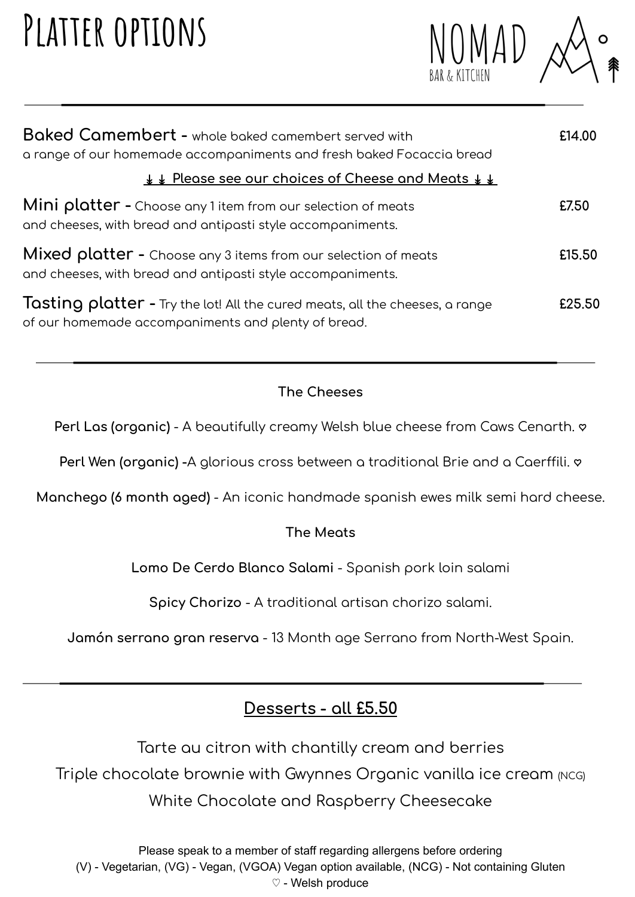# Platter options

NOMAD
BAR & KITCHEN

**Baked Camembert -** whole baked camembert served with a range of our homemade accompaniments and fresh baked Focaccia bread — **£14.00**

**↡↡ Please see our choices of Cheese and Meats ↡↡**

**Mini platter -** Choose any 1 item from our selection of meats and cheeses, with bread and antipasti style accompaniments. — **£7.50**

**Mixed platter -** Choose any 3 items from our selection of meats and cheeses, with bread and antipasti style accompaniments. — **£15.50**

**Tasting platter -** Try the lot! All the cured meats, all the cheeses, a range of our homemade accompaniments and plenty of bread. — **£25.50**

---

### The Cheeses

**Perl Las (organic)** - A beautifully creamy Welsh blue cheese from Caws Cenarth. ♡

**Perl Wen (organic)** -A glorious cross between a traditional Brie and a Caerffili. ♡

**Manchego (6 month aged)** - An iconic handmade spanish ewes milk semi hard cheese.

### The Meats

**Lomo De Cerdo Blanco Salami** - Spanish pork loin salami

**Spicy Chorizo** - A traditional artisan chorizo salami.

**Jamón serrano gran reserva** - 13 Month age Serrano from North-West Spain.

---

## Desserts - all £5.50

Tarte au citron with chantilly cream and berries

Triple chocolate brownie with Gwynnes Organic vanilla ice cream (NCG)

White Chocolate and Raspberry Cheesecake

Please speak to a member of staff regarding allergens before ordering

(V) - Vegetarian, (VG) - Vegan, (VGOA) Vegan option available, (NCG) - Not containing Gluten

♡ - Welsh produce